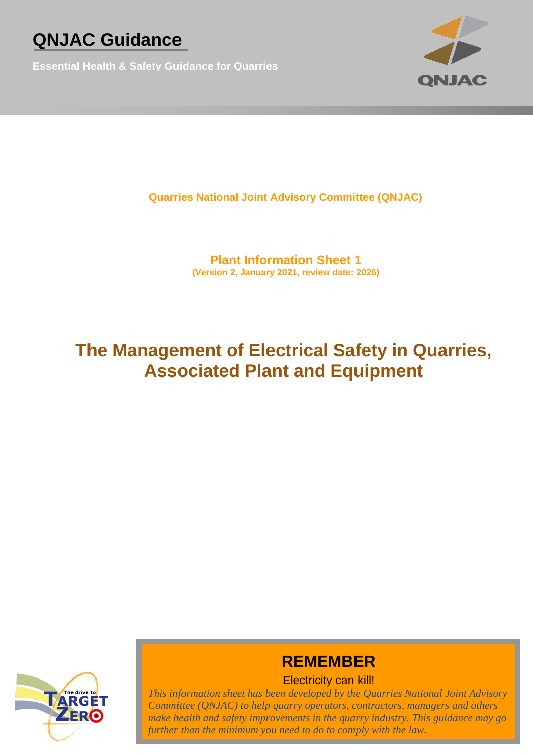# QNJAC Guidance

**Essential Health & Safety Guidance for Quarries**

**Quarries National Joint Advisory Committee (QNJAC)**

**Plant Information Sheet 1**
**(Version 2, January 2021, review date: 2026)**

# The Management of Electrical Safety in Quarries, Associated Plant and Equipment

## REMEMBER

Electricity can kill!

*This information sheet has been developed by the Quarries National Joint Advisory Committee (QNJAC) to help quarry operators, contractors, managers and others make health and safety improvements in the quarry industry. This guidance may go further than the minimum you need to do to comply with the law.*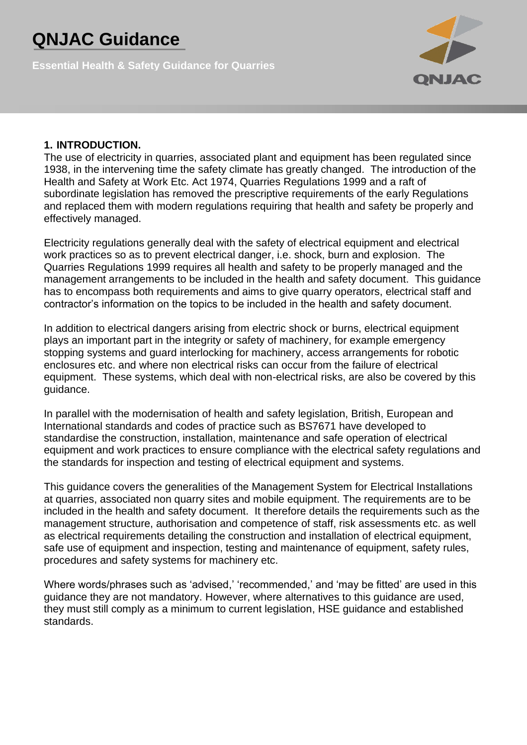## 1. INTRODUCTION.

The use of electricity in quarries, associated plant and equipment has been regulated since 1938, in the intervening time the safety climate has greatly changed. The introduction of the Health and Safety at Work Etc. Act 1974, Quarries Regulations 1999 and a raft of subordinate legislation has removed the prescriptive requirements of the early Regulations and replaced them with modern regulations requiring that health and safety be properly and effectively managed.

Electricity regulations generally deal with the safety of electrical equipment and electrical work practices so as to prevent electrical danger, i.e. shock, burn and explosion. The Quarries Regulations 1999 requires all health and safety to be properly managed and the management arrangements to be included in the health and safety document. This guidance has to encompass both requirements and aims to give quarry operators, electrical staff and contractor's information on the topics to be included in the health and safety document.

In addition to electrical dangers arising from electric shock or burns, electrical equipment plays an important part in the integrity or safety of machinery, for example emergency stopping systems and guard interlocking for machinery, access arrangements for robotic enclosures etc. and where non electrical risks can occur from the failure of electrical equipment. These systems, which deal with non-electrical risks, are also be covered by this guidance.

In parallel with the modernisation of health and safety legislation, British, European and International standards and codes of practice such as BS7671 have developed to standardise the construction, installation, maintenance and safe operation of electrical equipment and work practices to ensure compliance with the electrical safety regulations and the standards for inspection and testing of electrical equipment and systems.

This guidance covers the generalities of the Management System for Electrical Installations at quarries, associated non quarry sites and mobile equipment. The requirements are to be included in the health and safety document. It therefore details the requirements such as the management structure, authorisation and competence of staff, risk assessments etc. as well as electrical requirements detailing the construction and installation of electrical equipment, safe use of equipment and inspection, testing and maintenance of equipment, safety rules, procedures and safety systems for machinery etc.

Where words/phrases such as 'advised,' 'recommended,' and 'may be fitted' are used in this guidance they are not mandatory. However, where alternatives to this guidance are used, they must still comply as a minimum to current legislation, HSE guidance and established standards.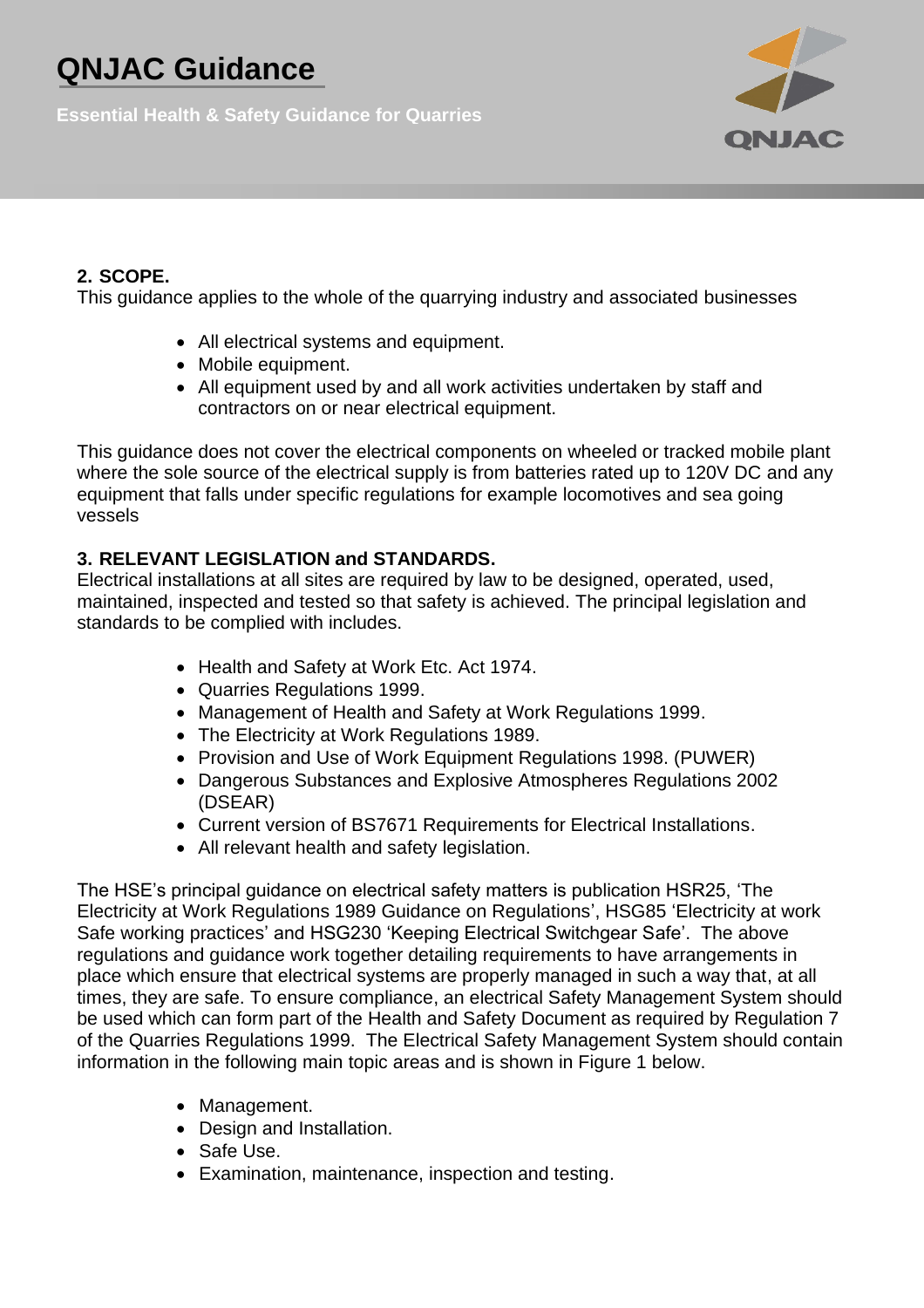## 2. SCOPE.

This guidance applies to the whole of the quarrying industry and associated businesses

- All electrical systems and equipment.
- Mobile equipment.
- All equipment used by and all work activities undertaken by staff and contractors on or near electrical equipment.

This guidance does not cover the electrical components on wheeled or tracked mobile plant where the sole source of the electrical supply is from batteries rated up to 120V DC and any equipment that falls under specific regulations for example locomotives and sea going vessels

## 3. RELEVANT LEGISLATION and STANDARDS.

Electrical installations at all sites are required by law to be designed, operated, used, maintained, inspected and tested so that safety is achieved. The principal legislation and standards to be complied with includes.

- Health and Safety at Work Etc. Act 1974.
- Quarries Regulations 1999.
- Management of Health and Safety at Work Regulations 1999.
- The Electricity at Work Regulations 1989.
- Provision and Use of Work Equipment Regulations 1998. (PUWER)
- Dangerous Substances and Explosive Atmospheres Regulations 2002 (DSEAR)
- Current version of BS7671 Requirements for Electrical Installations.
- All relevant health and safety legislation.

The HSE's principal guidance on electrical safety matters is publication HSR25, 'The Electricity at Work Regulations 1989 Guidance on Regulations', HSG85 'Electricity at work Safe working practices' and HSG230 'Keeping Electrical Switchgear Safe'. The above regulations and guidance work together detailing requirements to have arrangements in place which ensure that electrical systems are properly managed in such a way that, at all times, they are safe. To ensure compliance, an electrical Safety Management System should be used which can form part of the Health and Safety Document as required by Regulation 7 of the Quarries Regulations 1999. The Electrical Safety Management System should contain information in the following main topic areas and is shown in Figure 1 below.

- Management.
- Design and Installation.
- Safe Use.
- Examination, maintenance, inspection and testing.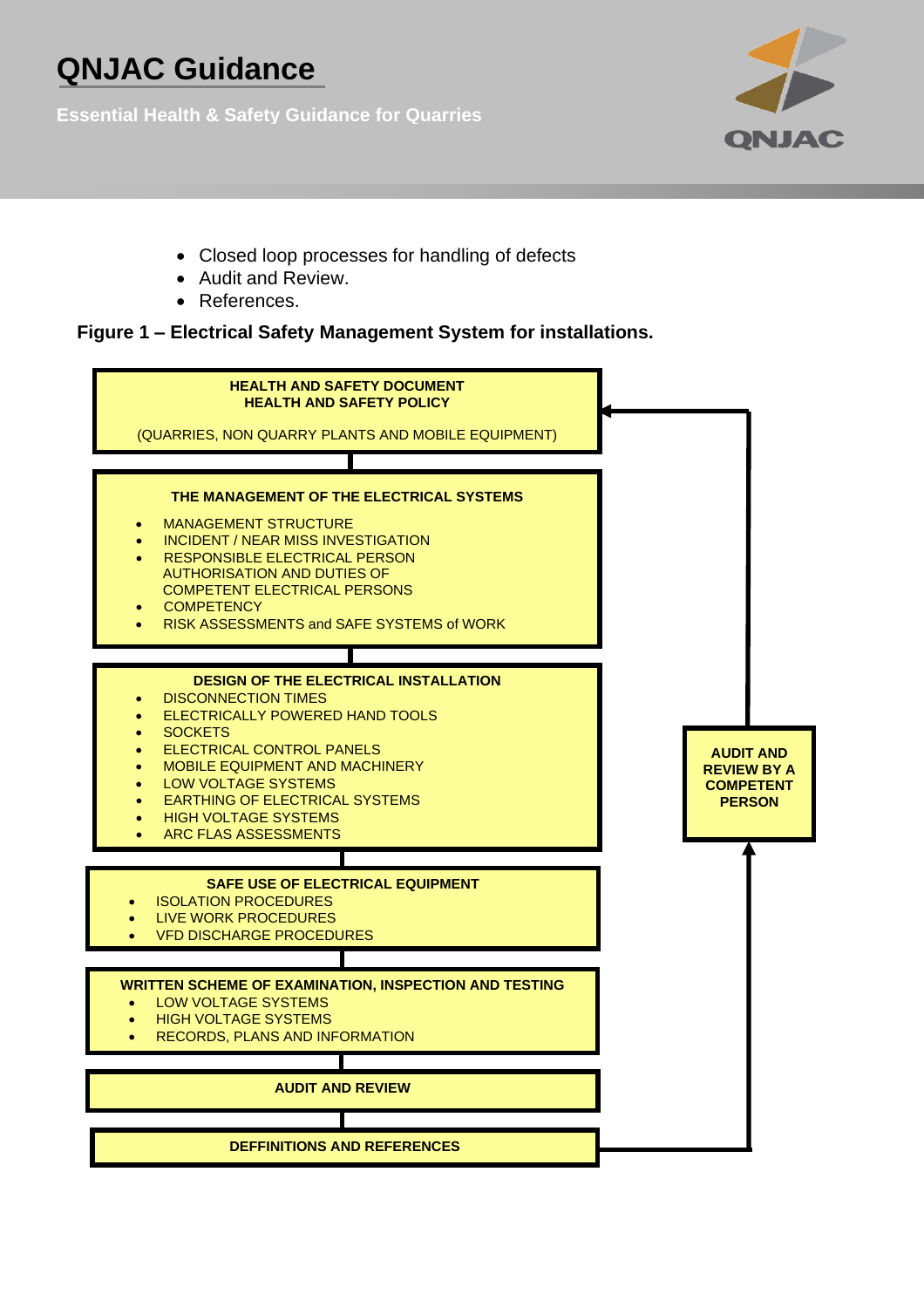- Closed loop processes for handling of defects
- Audit and Review.
- References.

**Figure 1 – Electrical Safety Management System for installations.**

**HEALTH AND SAFETY DOCUMENT**
**HEALTH AND SAFETY POLICY**

(QUARRIES, NON QUARRY PLANTS AND MOBILE EQUIPMENT)

**THE MANAGEMENT OF THE ELECTRICAL SYSTEMS**

- MANAGEMENT STRUCTURE
- INCIDENT / NEAR MISS INVESTIGATION
- RESPONSIBLE ELECTRICAL PERSON
  AUTHORISATION AND DUTIES OF
  COMPETENT ELECTRICAL PERSONS
- COMPETENCY
- RISK ASSESSMENTS and SAFE SYSTEMS of WORK

**DESIGN OF THE ELECTRICAL INSTALLATION**

- DISCONNECTION TIMES
- ELECTRICALLY POWERED HAND TOOLS
- SOCKETS
- ELECTRICAL CONTROL PANELS
- MOBILE EQUIPMENT AND MACHINERY
- LOW VOLTAGE SYSTEMS
- EARTHING OF ELECTRICAL SYSTEMS
- HIGH VOLTAGE SYSTEMS
- ARC FLAS ASSESSMENTS

**SAFE USE OF ELECTRICAL EQUIPMENT**

- ISOLATION PROCEDURES
- LIVE WORK PROCEDURES
- VFD DISCHARGE PROCEDURES

**WRITTEN SCHEME OF EXAMINATION, INSPECTION AND TESTING**

- LOW VOLTAGE SYSTEMS
- HIGH VOLTAGE SYSTEMS
- RECORDS, PLANS AND INFORMATION

**AUDIT AND REVIEW**

**DEFFINITIONS AND REFERENCES**

**AUDIT AND REVIEW BY A COMPETENT PERSON**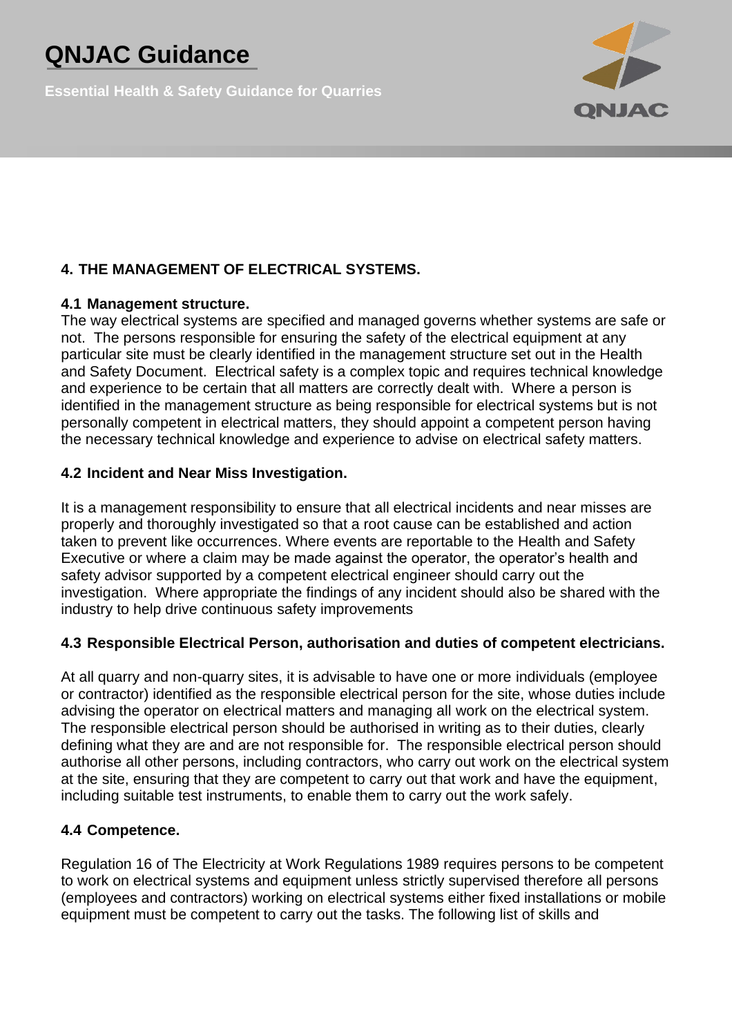## 4. THE MANAGEMENT OF ELECTRICAL SYSTEMS.

### 4.1 Management structure.

The way electrical systems are specified and managed governs whether systems are safe or not. The persons responsible for ensuring the safety of the electrical equipment at any particular site must be clearly identified in the management structure set out in the Health and Safety Document. Electrical safety is a complex topic and requires technical knowledge and experience to be certain that all matters are correctly dealt with. Where a person is identified in the management structure as being responsible for electrical systems but is not personally competent in electrical matters, they should appoint a competent person having the necessary technical knowledge and experience to advise on electrical safety matters.

### 4.2 Incident and Near Miss Investigation.

It is a management responsibility to ensure that all electrical incidents and near misses are properly and thoroughly investigated so that a root cause can be established and action taken to prevent like occurrences. Where events are reportable to the Health and Safety Executive or where a claim may be made against the operator, the operator's health and safety advisor supported by a competent electrical engineer should carry out the investigation. Where appropriate the findings of any incident should also be shared with the industry to help drive continuous safety improvements

### 4.3 Responsible Electrical Person, authorisation and duties of competent electricians.

At all quarry and non-quarry sites, it is advisable to have one or more individuals (employee or contractor) identified as the responsible electrical person for the site, whose duties include advising the operator on electrical matters and managing all work on the electrical system. The responsible electrical person should be authorised in writing as to their duties, clearly defining what they are and are not responsible for. The responsible electrical person should authorise all other persons, including contractors, who carry out work on the electrical system at the site, ensuring that they are competent to carry out that work and have the equipment, including suitable test instruments, to enable them to carry out the work safely.

### 4.4 Competence.

Regulation 16 of The Electricity at Work Regulations 1989 requires persons to be competent to work on electrical systems and equipment unless strictly supervised therefore all persons (employees and contractors) working on electrical systems either fixed installations or mobile equipment must be competent to carry out the tasks. The following list of skills and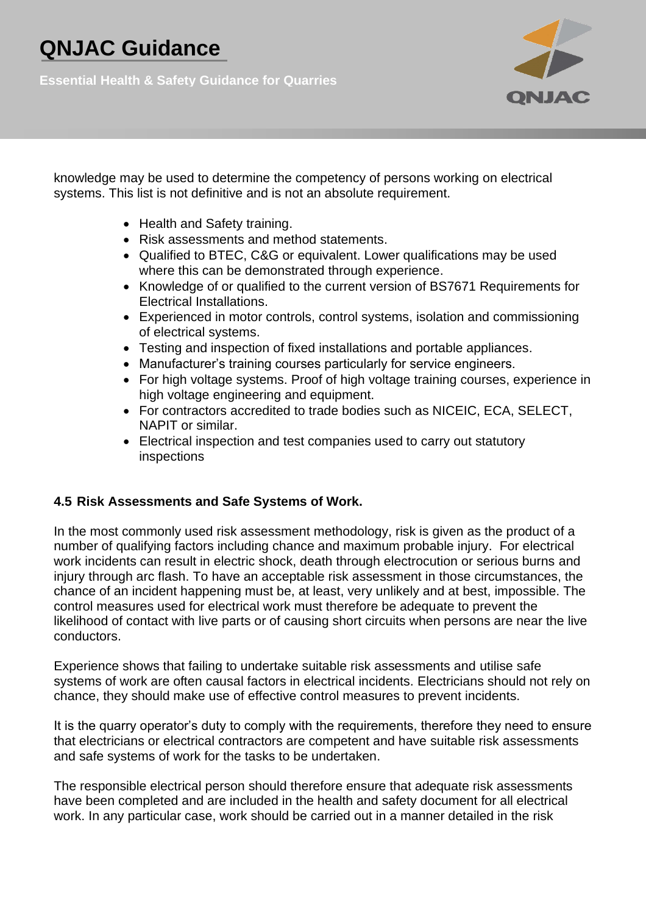knowledge may be used to determine the competency of persons working on electrical systems. This list is not definitive and is not an absolute requirement.

- Health and Safety training.
- Risk assessments and method statements.
- Qualified to BTEC, C&G or equivalent. Lower qualifications may be used where this can be demonstrated through experience.
- Knowledge of or qualified to the current version of BS7671 Requirements for Electrical Installations.
- Experienced in motor controls, control systems, isolation and commissioning of electrical systems.
- Testing and inspection of fixed installations and portable appliances.
- Manufacturer's training courses particularly for service engineers.
- For high voltage systems. Proof of high voltage training courses, experience in high voltage engineering and equipment.
- For contractors accredited to trade bodies such as NICEIC, ECA, SELECT, NAPIT or similar.
- Electrical inspection and test companies used to carry out statutory inspections

### 4.5 Risk Assessments and Safe Systems of Work.

In the most commonly used risk assessment methodology, risk is given as the product of a number of qualifying factors including chance and maximum probable injury. For electrical work incidents can result in electric shock, death through electrocution or serious burns and injury through arc flash. To have an acceptable risk assessment in those circumstances, the chance of an incident happening must be, at least, very unlikely and at best, impossible. The control measures used for electrical work must therefore be adequate to prevent the likelihood of contact with live parts or of causing short circuits when persons are near the live conductors.

Experience shows that failing to undertake suitable risk assessments and utilise safe systems of work are often causal factors in electrical incidents. Electricians should not rely on chance, they should make use of effective control measures to prevent incidents.

It is the quarry operator's duty to comply with the requirements, therefore they need to ensure that electricians or electrical contractors are competent and have suitable risk assessments and safe systems of work for the tasks to be undertaken.

The responsible electrical person should therefore ensure that adequate risk assessments have been completed and are included in the health and safety document for all electrical work. In any particular case, work should be carried out in a manner detailed in the risk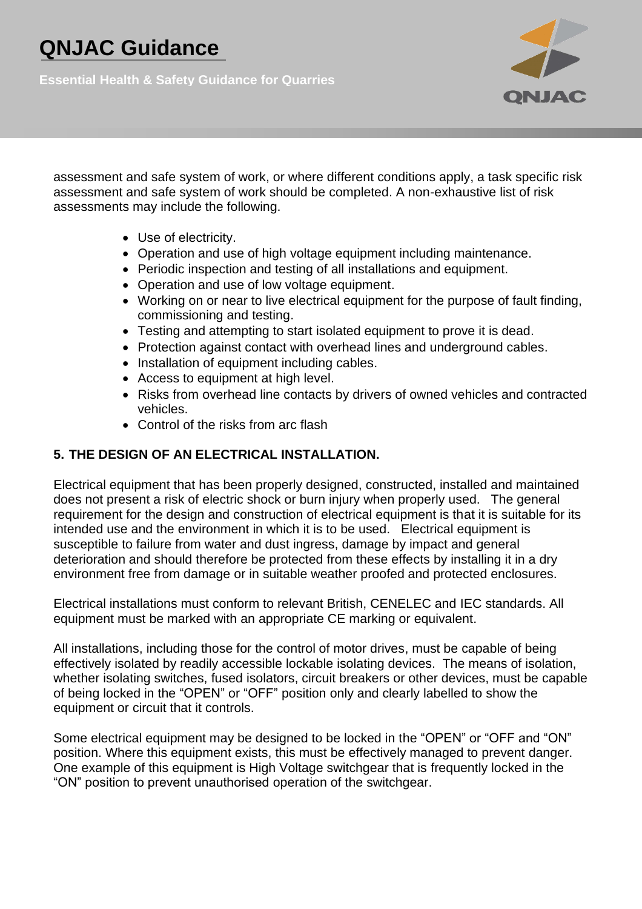assessment and safe system of work, or where different conditions apply, a task specific risk assessment and safe system of work should be completed. A non-exhaustive list of risk assessments may include the following.

- Use of electricity.
- Operation and use of high voltage equipment including maintenance.
- Periodic inspection and testing of all installations and equipment.
- Operation and use of low voltage equipment.
- Working on or near to live electrical equipment for the purpose of fault finding, commissioning and testing.
- Testing and attempting to start isolated equipment to prove it is dead.
- Protection against contact with overhead lines and underground cables.
- Installation of equipment including cables.
- Access to equipment at high level.
- Risks from overhead line contacts by drivers of owned vehicles and contracted vehicles.
- Control of the risks from arc flash

## 5. THE DESIGN OF AN ELECTRICAL INSTALLATION.

Electrical equipment that has been properly designed, constructed, installed and maintained does not present a risk of electric shock or burn injury when properly used. The general requirement for the design and construction of electrical equipment is that it is suitable for its intended use and the environment in which it is to be used. Electrical equipment is susceptible to failure from water and dust ingress, damage by impact and general deterioration and should therefore be protected from these effects by installing it in a dry environment free from damage or in suitable weather proofed and protected enclosures.

Electrical installations must conform to relevant British, CENELEC and IEC standards. All equipment must be marked with an appropriate CE marking or equivalent.

All installations, including those for the control of motor drives, must be capable of being effectively isolated by readily accessible lockable isolating devices. The means of isolation, whether isolating switches, fused isolators, circuit breakers or other devices, must be capable of being locked in the "OPEN" or "OFF" position only and clearly labelled to show the equipment or circuit that it controls.

Some electrical equipment may be designed to be locked in the "OPEN" or "OFF and "ON" position. Where this equipment exists, this must be effectively managed to prevent danger. One example of this equipment is High Voltage switchgear that is frequently locked in the "ON" position to prevent unauthorised operation of the switchgear.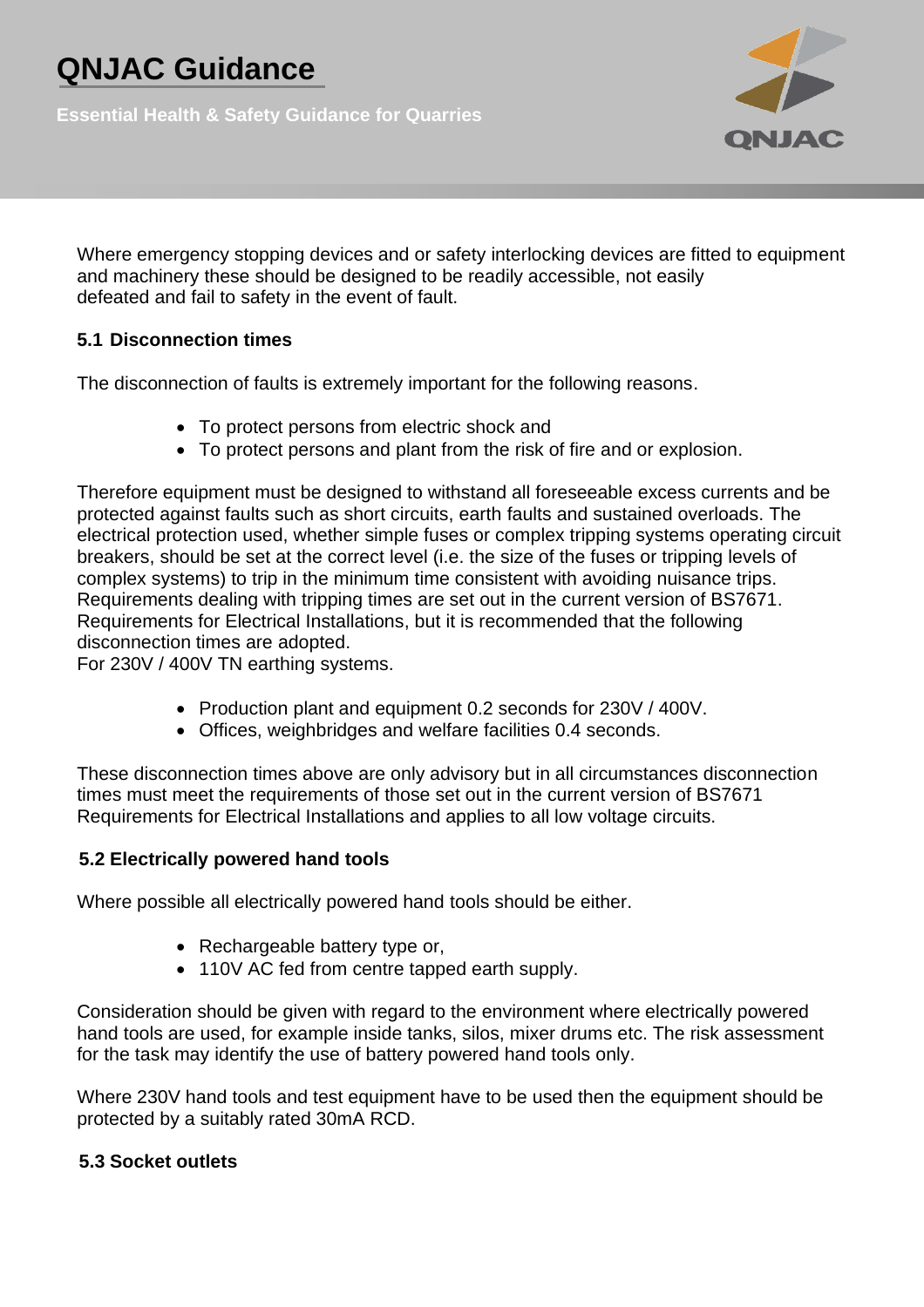Where emergency stopping devices and or safety interlocking devices are fitted to equipment and machinery these should be designed to be readily accessible, not easily defeated and fail to safety in the event of fault.

### 5.1 Disconnection times

The disconnection of faults is extremely important for the following reasons.

- To protect persons from electric shock and
- To protect persons and plant from the risk of fire and or explosion.

Therefore equipment must be designed to withstand all foreseeable excess currents and be protected against faults such as short circuits, earth faults and sustained overloads. The electrical protection used, whether simple fuses or complex tripping systems operating circuit breakers, should be set at the correct level (i.e. the size of the fuses or tripping levels of complex systems) to trip in the minimum time consistent with avoiding nuisance trips. Requirements dealing with tripping times are set out in the current version of BS7671. Requirements for Electrical Installations, but it is recommended that the following disconnection times are adopted.
For 230V / 400V TN earthing systems.

- Production plant and equipment 0.2 seconds for 230V / 400V.
- Offices, weighbridges and welfare facilities 0.4 seconds.

These disconnection times above are only advisory but in all circumstances disconnection times must meet the requirements of those set out in the current version of BS7671 Requirements for Electrical Installations and applies to all low voltage circuits.

### 5.2 Electrically powered hand tools

Where possible all electrically powered hand tools should be either.

- Rechargeable battery type or,
- 110V AC fed from centre tapped earth supply.

Consideration should be given with regard to the environment where electrically powered hand tools are used, for example inside tanks, silos, mixer drums etc. The risk assessment for the task may identify the use of battery powered hand tools only.

Where 230V hand tools and test equipment have to be used then the equipment should be protected by a suitably rated 30mA RCD.

### 5.3 Socket outlets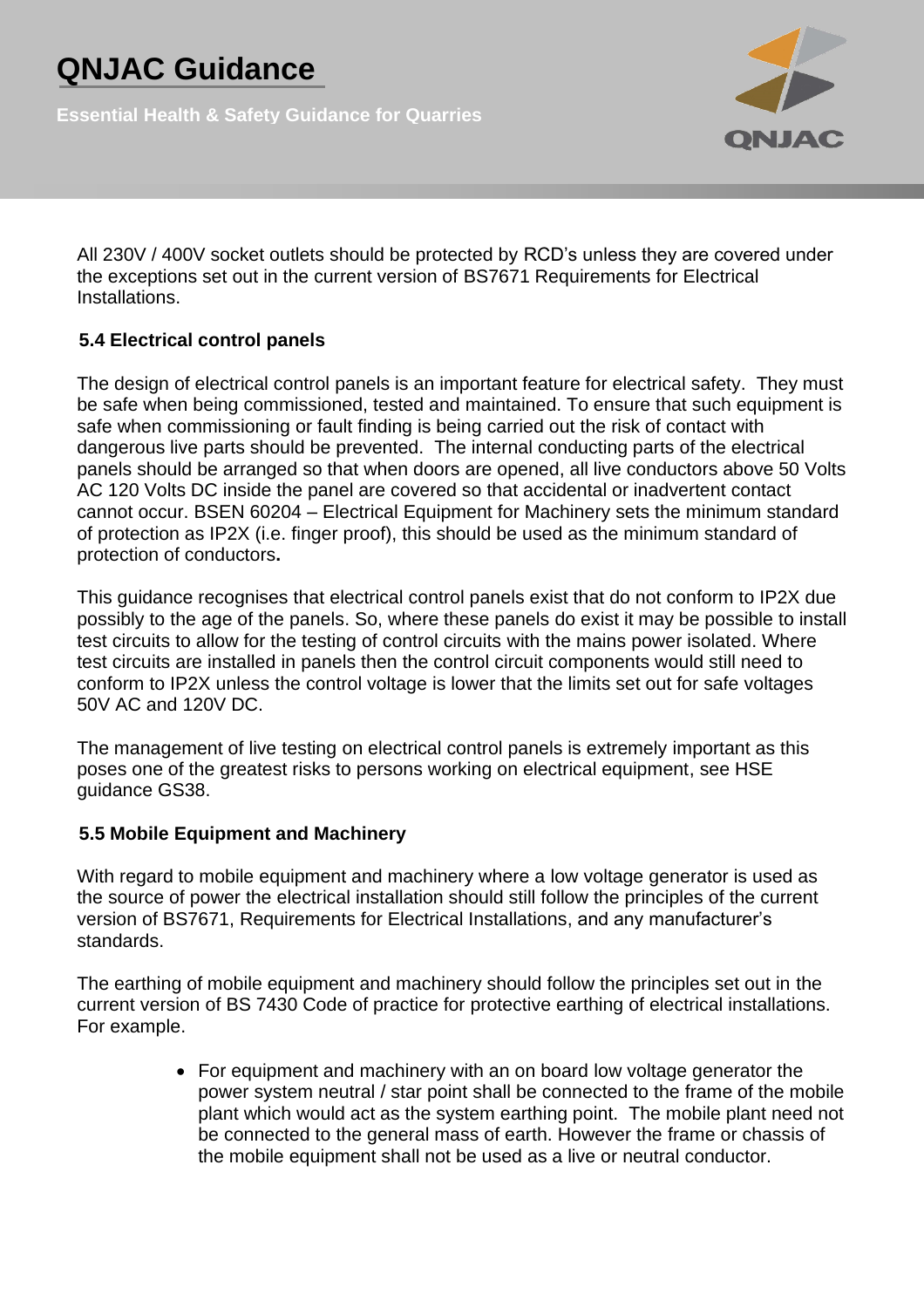All 230V / 400V socket outlets should be protected by RCD's unless they are covered under the exceptions set out in the current version of BS7671 Requirements for Electrical Installations.

### 5.4 Electrical control panels

The design of electrical control panels is an important feature for electrical safety. They must be safe when being commissioned, tested and maintained. To ensure that such equipment is safe when commissioning or fault finding is being carried out the risk of contact with dangerous live parts should be prevented. The internal conducting parts of the electrical panels should be arranged so that when doors are opened, all live conductors above 50 Volts AC 120 Volts DC inside the panel are covered so that accidental or inadvertent contact cannot occur. BSEN 60204 – Electrical Equipment for Machinery sets the minimum standard of protection as IP2X (i.e. finger proof), this should be used as the minimum standard of protection of conductors**.**

This guidance recognises that electrical control panels exist that do not conform to IP2X due possibly to the age of the panels. So, where these panels do exist it may be possible to install test circuits to allow for the testing of control circuits with the mains power isolated. Where test circuits are installed in panels then the control circuit components would still need to conform to IP2X unless the control voltage is lower that the limits set out for safe voltages 50V AC and 120V DC.

The management of live testing on electrical control panels is extremely important as this poses one of the greatest risks to persons working on electrical equipment, see HSE guidance GS38.

### 5.5 Mobile Equipment and Machinery

With regard to mobile equipment and machinery where a low voltage generator is used as the source of power the electrical installation should still follow the principles of the current version of BS7671, Requirements for Electrical Installations, and any manufacturer's standards.

The earthing of mobile equipment and machinery should follow the principles set out in the current version of BS 7430 Code of practice for protective earthing of electrical installations. For example.

- For equipment and machinery with an on board low voltage generator the power system neutral / star point shall be connected to the frame of the mobile plant which would act as the system earthing point. The mobile plant need not be connected to the general mass of earth. However the frame or chassis of the mobile equipment shall not be used as a live or neutral conductor.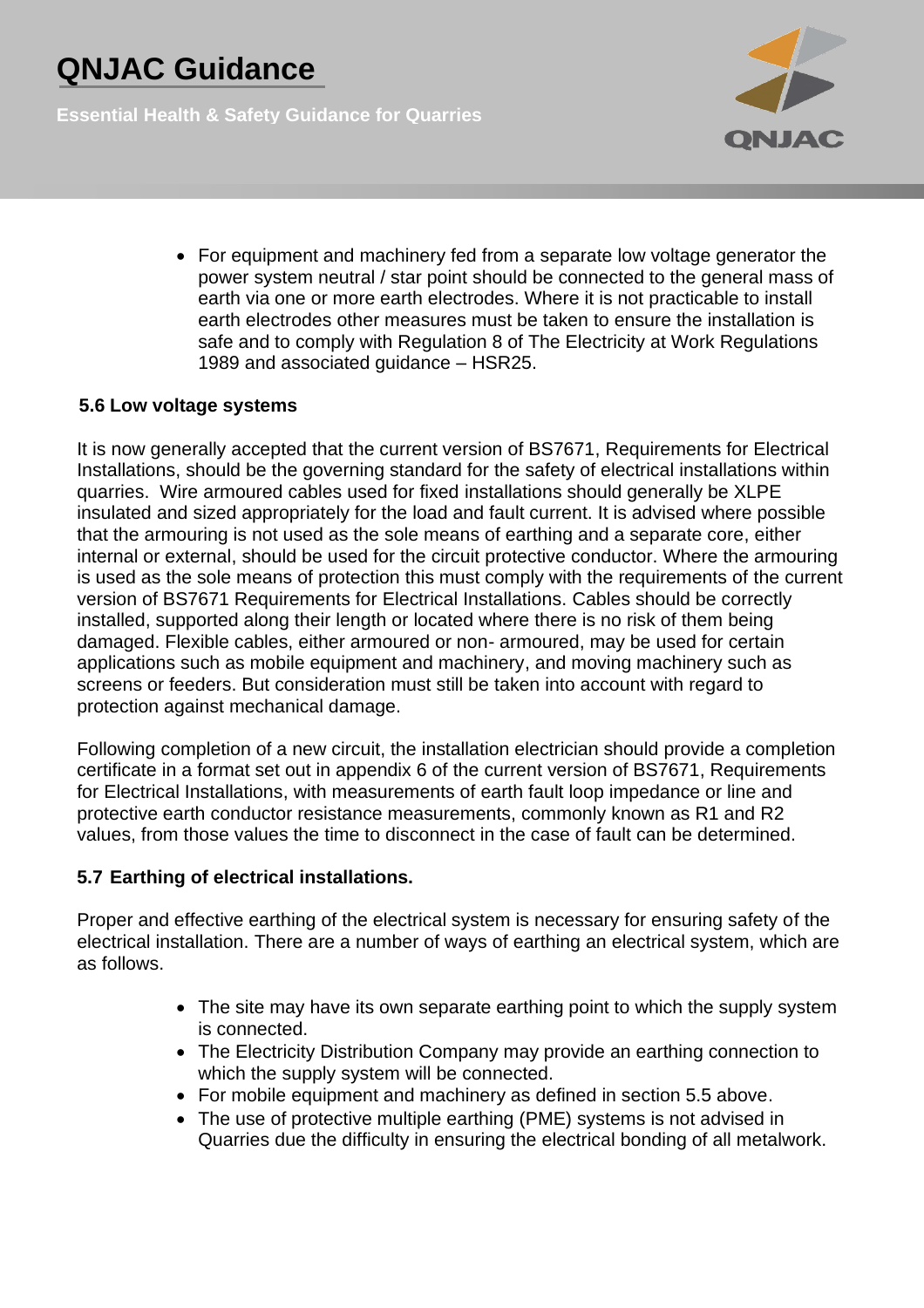- For equipment and machinery fed from a separate low voltage generator the power system neutral / star point should be connected to the general mass of earth via one or more earth electrodes. Where it is not practicable to install earth electrodes other measures must be taken to ensure the installation is safe and to comply with Regulation 8 of The Electricity at Work Regulations 1989 and associated guidance – HSR25.

### 5.6 Low voltage systems

It is now generally accepted that the current version of BS7671, Requirements for Electrical Installations, should be the governing standard for the safety of electrical installations within quarries. Wire armoured cables used for fixed installations should generally be XLPE insulated and sized appropriately for the load and fault current. It is advised where possible that the armouring is not used as the sole means of earthing and a separate core, either internal or external, should be used for the circuit protective conductor. Where the armouring is used as the sole means of protection this must comply with the requirements of the current version of BS7671 Requirements for Electrical Installations. Cables should be correctly installed, supported along their length or located where there is no risk of them being damaged. Flexible cables, either armoured or non- armoured, may be used for certain applications such as mobile equipment and machinery, and moving machinery such as screens or feeders. But consideration must still be taken into account with regard to protection against mechanical damage.

Following completion of a new circuit, the installation electrician should provide a completion certificate in a format set out in appendix 6 of the current version of BS7671, Requirements for Electrical Installations, with measurements of earth fault loop impedance or line and protective earth conductor resistance measurements, commonly known as R1 and R2 values, from those values the time to disconnect in the case of fault can be determined.

### 5.7 Earthing of electrical installations.

Proper and effective earthing of the electrical system is necessary for ensuring safety of the electrical installation. There are a number of ways of earthing an electrical system, which are as follows.

- The site may have its own separate earthing point to which the supply system is connected.
- The Electricity Distribution Company may provide an earthing connection to which the supply system will be connected.
- For mobile equipment and machinery as defined in section 5.5 above.
- The use of protective multiple earthing (PME) systems is not advised in Quarries due the difficulty in ensuring the electrical bonding of all metalwork.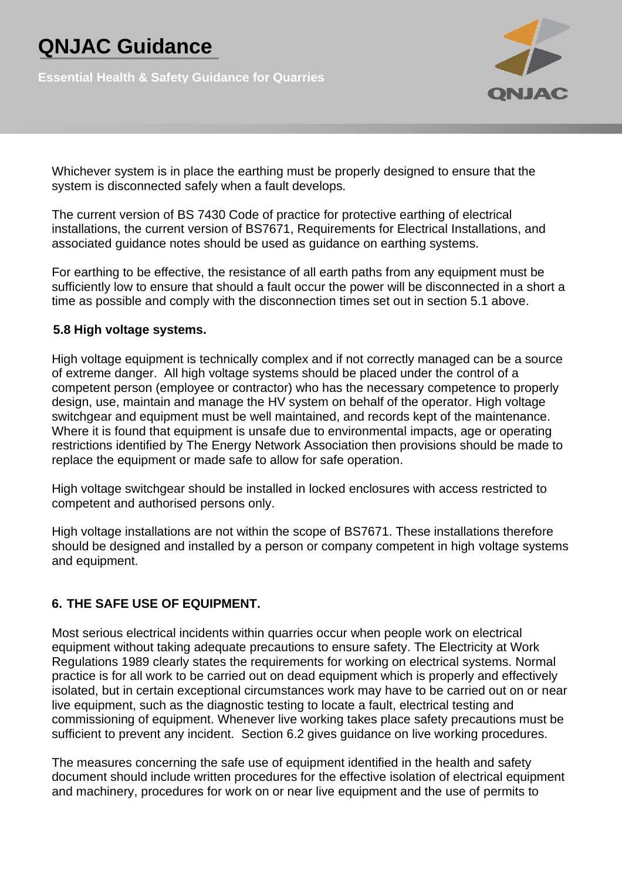Whichever system is in place the earthing must be properly designed to ensure that the system is disconnected safely when a fault develops.

The current version of BS 7430 Code of practice for protective earthing of electrical installations, the current version of BS7671, Requirements for Electrical Installations, and associated guidance notes should be used as guidance on earthing systems.

For earthing to be effective, the resistance of all earth paths from any equipment must be sufficiently low to ensure that should a fault occur the power will be disconnected in a short a time as possible and comply with the disconnection times set out in section 5.1 above.

### 5.8 High voltage systems.

High voltage equipment is technically complex and if not correctly managed can be a source of extreme danger. All high voltage systems should be placed under the control of a competent person (employee or contractor) who has the necessary competence to properly design, use, maintain and manage the HV system on behalf of the operator. High voltage switchgear and equipment must be well maintained, and records kept of the maintenance. Where it is found that equipment is unsafe due to environmental impacts, age or operating restrictions identified by The Energy Network Association then provisions should be made to replace the equipment or made safe to allow for safe operation.

High voltage switchgear should be installed in locked enclosures with access restricted to competent and authorised persons only.

High voltage installations are not within the scope of BS7671. These installations therefore should be designed and installed by a person or company competent in high voltage systems and equipment.

## 6. THE SAFE USE OF EQUIPMENT.

Most serious electrical incidents within quarries occur when people work on electrical equipment without taking adequate precautions to ensure safety. The Electricity at Work Regulations 1989 clearly states the requirements for working on electrical systems. Normal practice is for all work to be carried out on dead equipment which is properly and effectively isolated, but in certain exceptional circumstances work may have to be carried out on or near live equipment, such as the diagnostic testing to locate a fault, electrical testing and commissioning of equipment. Whenever live working takes place safety precautions must be sufficient to prevent any incident. Section 6.2 gives guidance on live working procedures.

The measures concerning the safe use of equipment identified in the health and safety document should include written procedures for the effective isolation of electrical equipment and machinery, procedures for work on or near live equipment and the use of permits to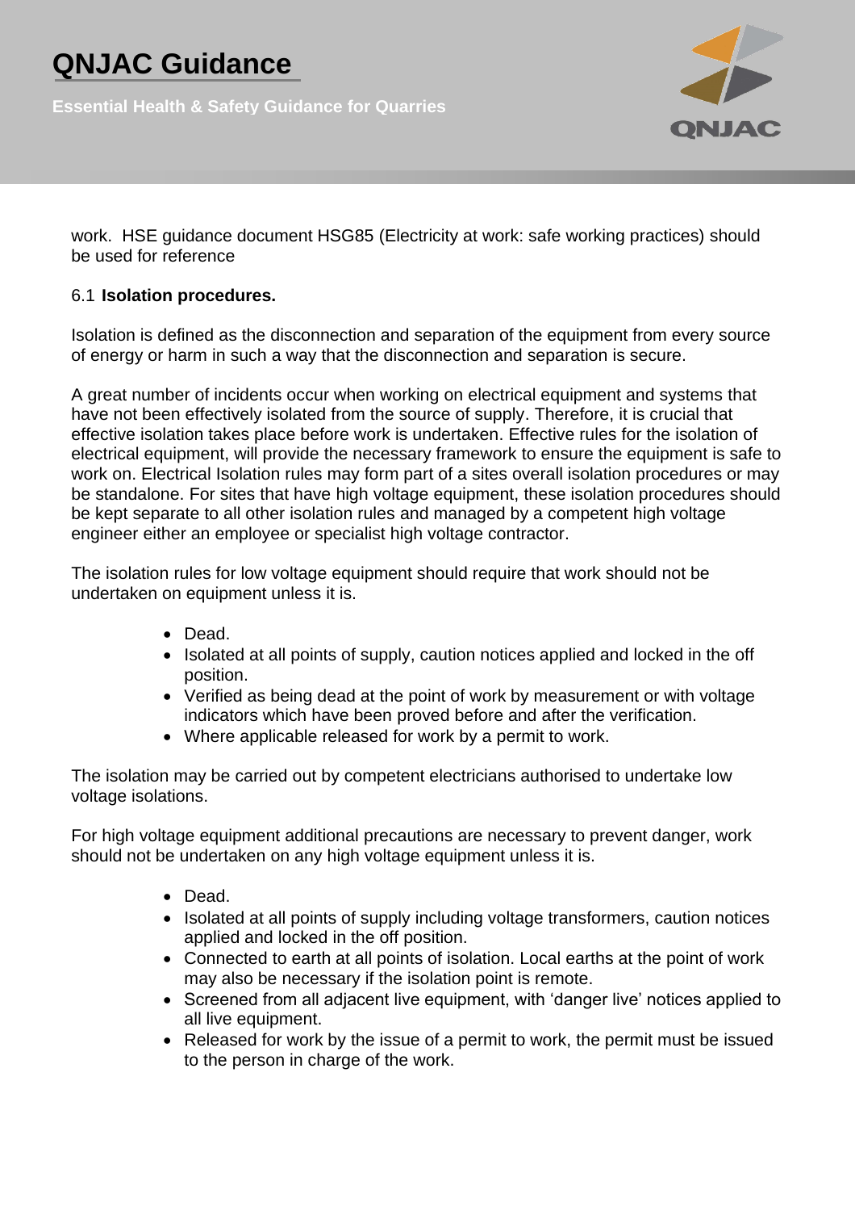work. HSE guidance document HSG85 (Electricity at work: safe working practices) should be used for reference

6.1 **Isolation procedures.**

Isolation is defined as the disconnection and separation of the equipment from every source of energy or harm in such a way that the disconnection and separation is secure.

A great number of incidents occur when working on electrical equipment and systems that have not been effectively isolated from the source of supply. Therefore, it is crucial that effective isolation takes place before work is undertaken. Effective rules for the isolation of electrical equipment, will provide the necessary framework to ensure the equipment is safe to work on. Electrical Isolation rules may form part of a sites overall isolation procedures or may be standalone. For sites that have high voltage equipment, these isolation procedures should be kept separate to all other isolation rules and managed by a competent high voltage engineer either an employee or specialist high voltage contractor.

The isolation rules for low voltage equipment should require that work should not be undertaken on equipment unless it is.

- Dead.
- Isolated at all points of supply, caution notices applied and locked in the off position.
- Verified as being dead at the point of work by measurement or with voltage indicators which have been proved before and after the verification.
- Where applicable released for work by a permit to work.

The isolation may be carried out by competent electricians authorised to undertake low voltage isolations.

For high voltage equipment additional precautions are necessary to prevent danger, work should not be undertaken on any high voltage equipment unless it is.

- Dead.
- Isolated at all points of supply including voltage transformers, caution notices applied and locked in the off position.
- Connected to earth at all points of isolation. Local earths at the point of work may also be necessary if the isolation point is remote.
- Screened from all adjacent live equipment, with 'danger live' notices applied to all live equipment.
- Released for work by the issue of a permit to work, the permit must be issued to the person in charge of the work.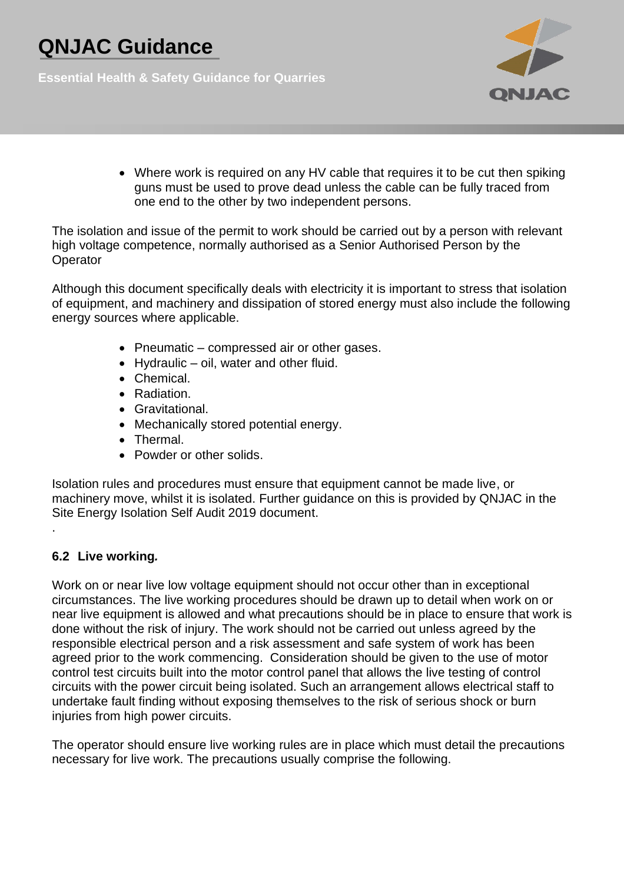- Where work is required on any HV cable that requires it to be cut then spiking guns must be used to prove dead unless the cable can be fully traced from one end to the other by two independent persons.

The isolation and issue of the permit to work should be carried out by a person with relevant high voltage competence, normally authorised as a Senior Authorised Person by the Operator

Although this document specifically deals with electricity it is important to stress that isolation of equipment, and machinery and dissipation of stored energy must also include the following energy sources where applicable.

- Pneumatic – compressed air or other gases.
- Hydraulic – oil, water and other fluid.
- Chemical.
- Radiation.
- Gravitational.
- Mechanically stored potential energy.
- Thermal.
- Powder or other solids.

Isolation rules and procedures must ensure that equipment cannot be made live, or machinery move, whilst it is isolated. Further guidance on this is provided by QNJAC in the Site Energy Isolation Self Audit 2019 document.

.

### 6.2 Live working.

Work on or near live low voltage equipment should not occur other than in exceptional circumstances. The live working procedures should be drawn up to detail when work on or near live equipment is allowed and what precautions should be in place to ensure that work is done without the risk of injury. The work should not be carried out unless agreed by the responsible electrical person and a risk assessment and safe system of work has been agreed prior to the work commencing. Consideration should be given to the use of motor control test circuits built into the motor control panel that allows the live testing of control circuits with the power circuit being isolated. Such an arrangement allows electrical staff to undertake fault finding without exposing themselves to the risk of serious shock or burn injuries from high power circuits.

The operator should ensure live working rules are in place which must detail the precautions necessary for live work. The precautions usually comprise the following.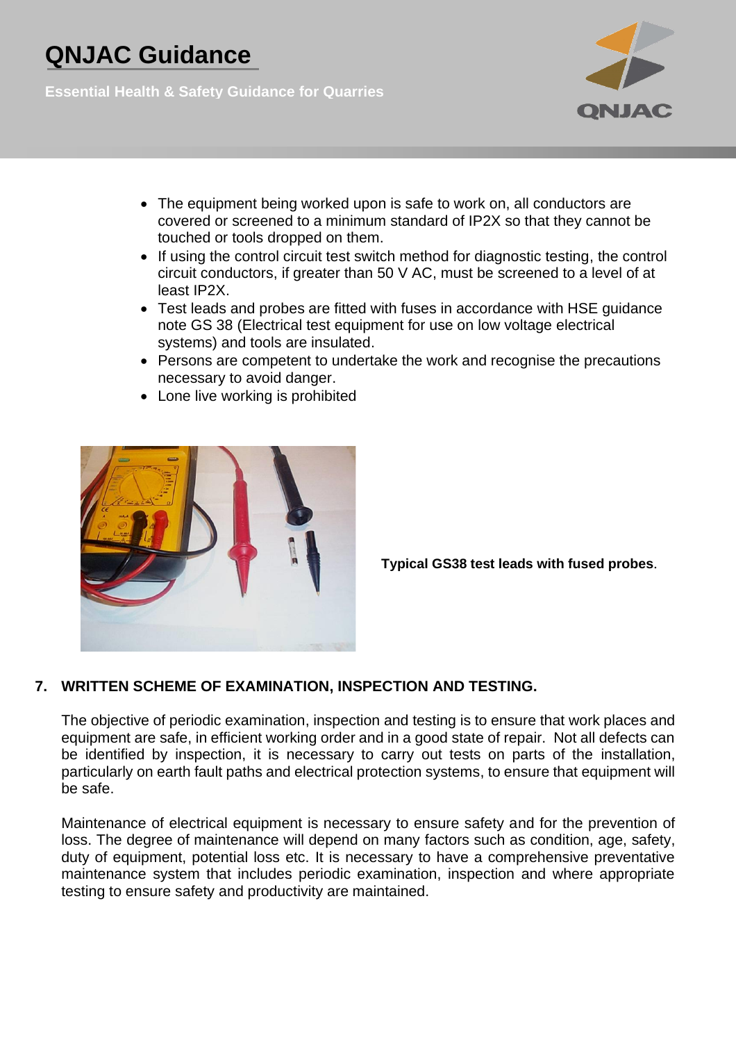- The equipment being worked upon is safe to work on, all conductors are covered or screened to a minimum standard of IP2X so that they cannot be touched or tools dropped on them.
- If using the control circuit test switch method for diagnostic testing, the control circuit conductors, if greater than 50 V AC, must be screened to a level of at least IP2X.
- Test leads and probes are fitted with fuses in accordance with HSE guidance note GS 38 (Electrical test equipment for use on low voltage electrical systems) and tools are insulated.
- Persons are competent to undertake the work and recognise the precautions necessary to avoid danger.
- Lone live working is prohibited

**Typical GS38 test leads with fused probes**.

## 7. WRITTEN SCHEME OF EXAMINATION, INSPECTION AND TESTING.

The objective of periodic examination, inspection and testing is to ensure that work places and equipment are safe, in efficient working order and in a good state of repair. Not all defects can be identified by inspection, it is necessary to carry out tests on parts of the installation, particularly on earth fault paths and electrical protection systems, to ensure that equipment will be safe.

Maintenance of electrical equipment is necessary to ensure safety and for the prevention of loss. The degree of maintenance will depend on many factors such as condition, age, safety, duty of equipment, potential loss etc. It is necessary to have a comprehensive preventative maintenance system that includes periodic examination, inspection and where appropriate testing to ensure safety and productivity are maintained.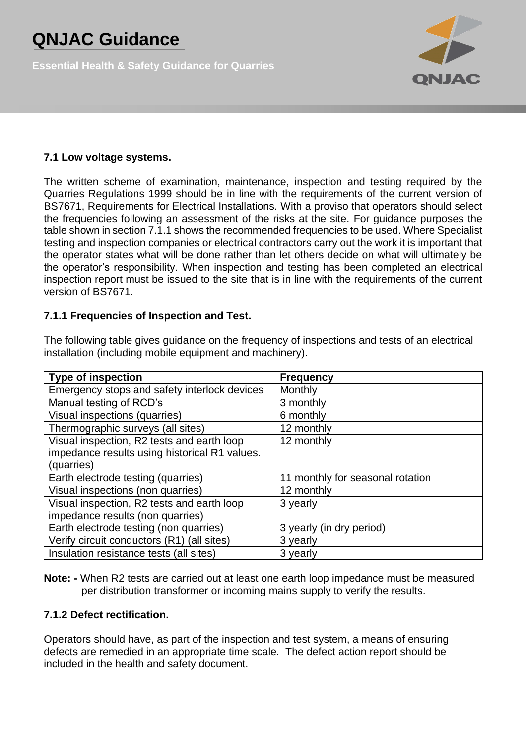### 7.1 Low voltage systems.

The written scheme of examination, maintenance, inspection and testing required by the Quarries Regulations 1999 should be in line with the requirements of the current version of BS7671, Requirements for Electrical Installations. With a proviso that operators should select the frequencies following an assessment of the risks at the site. For guidance purposes the table shown in section 7.1.1 shows the recommended frequencies to be used. Where Specialist testing and inspection companies or electrical contractors carry out the work it is important that the operator states what will be done rather than let others decide on what will ultimately be the operator's responsibility. When inspection and testing has been completed an electrical inspection report must be issued to the site that is in line with the requirements of the current version of BS7671.

#### 7.1.1 Frequencies of Inspection and Test.

The following table gives guidance on the frequency of inspections and tests of an electrical installation (including mobile equipment and machinery).

| Type of inspection | Frequency |
|---|---|
| Emergency stops and safety interlock devices | Monthly |
| Manual testing of RCD's | 3 monthly |
| Visual inspections (quarries) | 6 monthly |
| Thermographic surveys (all sites) | 12 monthly |
| Visual inspection, R2 tests and earth loop impedance results using historical R1 values. (quarries) | 12 monthly |
| Earth electrode testing (quarries) | 11 monthly for seasonal rotation |
| Visual inspections (non quarries) | 12 monthly |
| Visual inspection, R2 tests and earth loop impedance results (non quarries) | 3 yearly |
| Earth electrode testing (non quarries) | 3 yearly (in dry period) |
| Verify circuit conductors (R1) (all sites) | 3 yearly |
| Insulation resistance tests (all sites) | 3 yearly |

**Note: -** When R2 tests are carried out at least one earth loop impedance must be measured per distribution transformer or incoming mains supply to verify the results.

#### 7.1.2 Defect rectification.

Operators should have, as part of the inspection and test system, a means of ensuring defects are remedied in an appropriate time scale. The defect action report should be included in the health and safety document.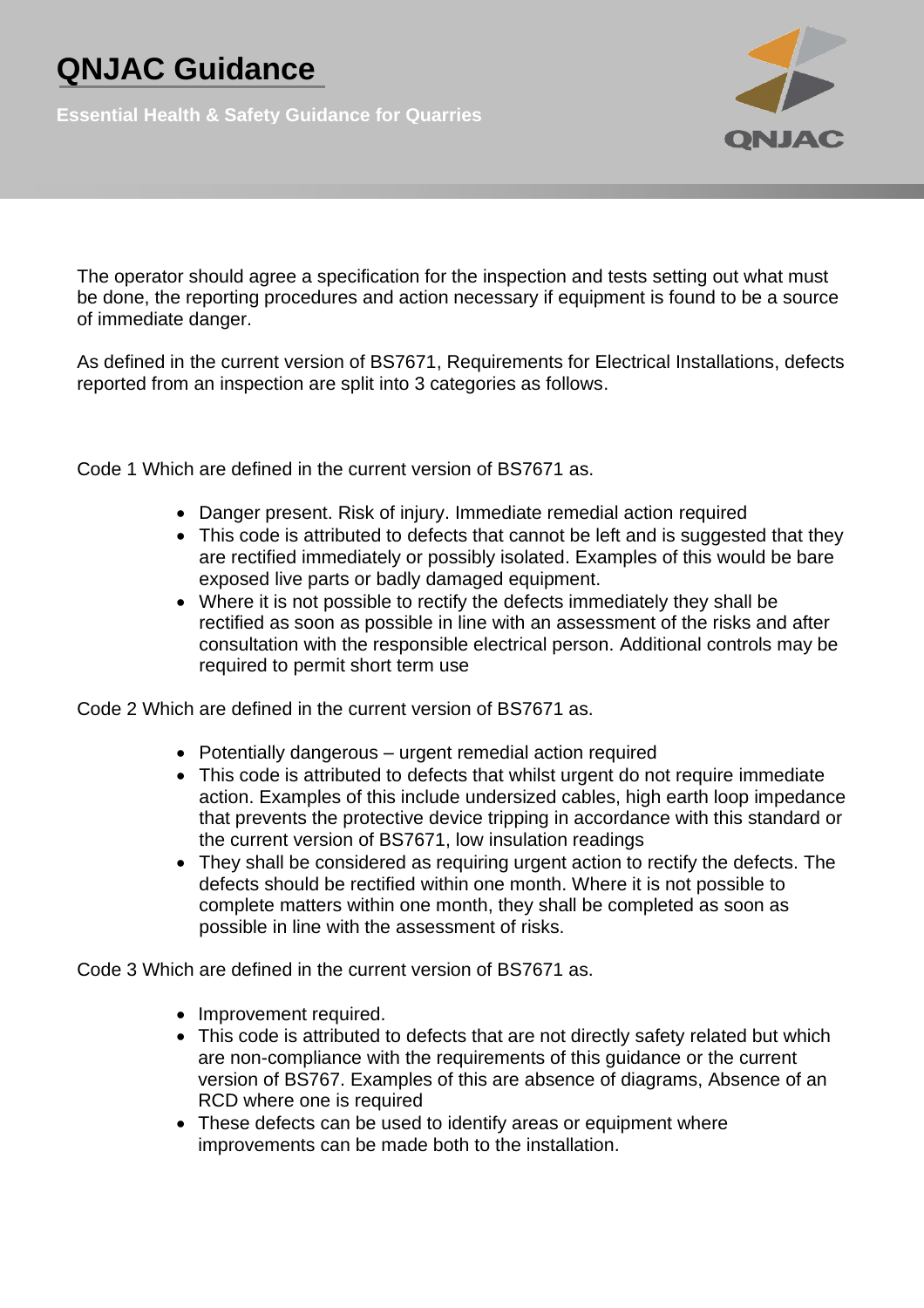The operator should agree a specification for the inspection and tests setting out what must be done, the reporting procedures and action necessary if equipment is found to be a source of immediate danger.

As defined in the current version of BS7671, Requirements for Electrical Installations, defects reported from an inspection are split into 3 categories as follows.

Code 1 Which are defined in the current version of BS7671 as.

- Danger present. Risk of injury. Immediate remedial action required
- This code is attributed to defects that cannot be left and is suggested that they are rectified immediately or possibly isolated. Examples of this would be bare exposed live parts or badly damaged equipment.
- Where it is not possible to rectify the defects immediately they shall be rectified as soon as possible in line with an assessment of the risks and after consultation with the responsible electrical person. Additional controls may be required to permit short term use

Code 2 Which are defined in the current version of BS7671 as.

- Potentially dangerous – urgent remedial action required
- This code is attributed to defects that whilst urgent do not require immediate action. Examples of this include undersized cables, high earth loop impedance that prevents the protective device tripping in accordance with this standard or the current version of BS7671, low insulation readings
- They shall be considered as requiring urgent action to rectify the defects. The defects should be rectified within one month. Where it is not possible to complete matters within one month, they shall be completed as soon as possible in line with the assessment of risks.

Code 3 Which are defined in the current version of BS7671 as.

- Improvement required.
- This code is attributed to defects that are not directly safety related but which are non-compliance with the requirements of this guidance or the current version of BS767. Examples of this are absence of diagrams, Absence of an RCD where one is required
- These defects can be used to identify areas or equipment where improvements can be made both to the installation.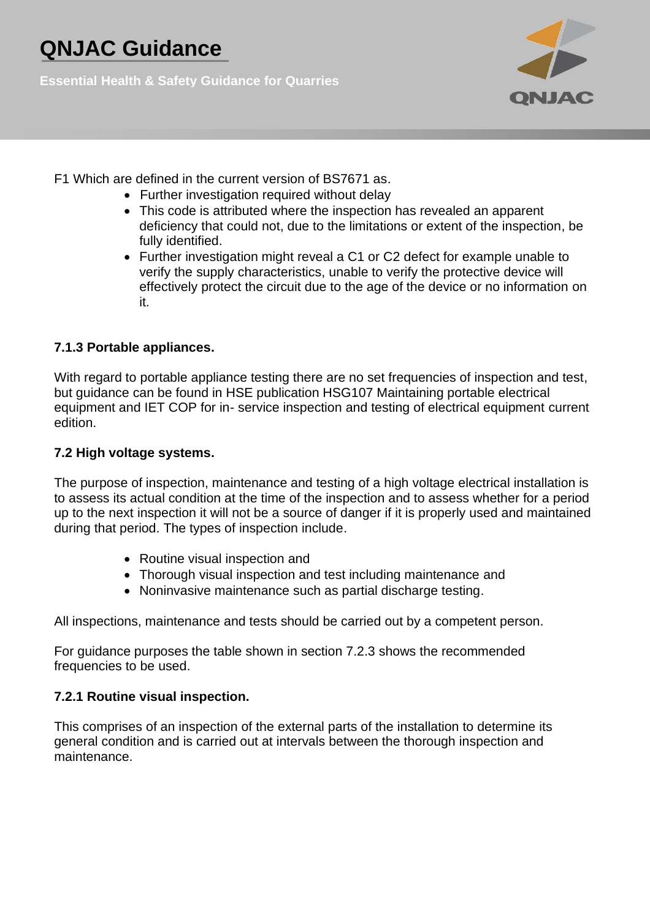F1 Which are defined in the current version of BS7671 as.

- Further investigation required without delay
- This code is attributed where the inspection has revealed an apparent deficiency that could not, due to the limitations or extent of the inspection, be fully identified.
- Further investigation might reveal a C1 or C2 defect for example unable to verify the supply characteristics, unable to verify the protective device will effectively protect the circuit due to the age of the device or no information on it.

**7.1.3 Portable appliances.**

With regard to portable appliance testing there are no set frequencies of inspection and test, but guidance can be found in HSE publication HSG107 Maintaining portable electrical equipment and IET COP for in- service inspection and testing of electrical equipment current edition.

**7.2 High voltage systems.**

The purpose of inspection, maintenance and testing of a high voltage electrical installation is to assess its actual condition at the time of the inspection and to assess whether for a period up to the next inspection it will not be a source of danger if it is properly used and maintained during that period. The types of inspection include.

- Routine visual inspection and
- Thorough visual inspection and test including maintenance and
- Noninvasive maintenance such as partial discharge testing.

All inspections, maintenance and tests should be carried out by a competent person.

For guidance purposes the table shown in section 7.2.3 shows the recommended frequencies to be used.

**7.2.1 Routine visual inspection.**

This comprises of an inspection of the external parts of the installation to determine its general condition and is carried out at intervals between the thorough inspection and maintenance.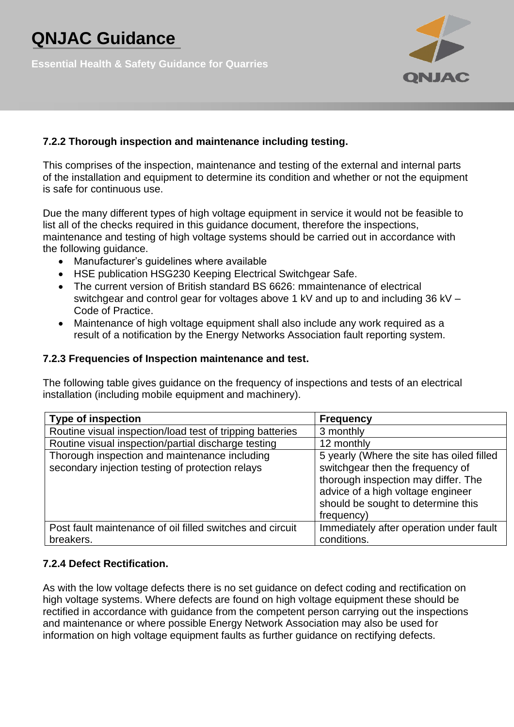### 7.2.2 Thorough inspection and maintenance including testing.

This comprises of the inspection, maintenance and testing of the external and internal parts of the installation and equipment to determine its condition and whether or not the equipment is safe for continuous use.

Due the many different types of high voltage equipment in service it would not be feasible to list all of the checks required in this guidance document, therefore the inspections, maintenance and testing of high voltage systems should be carried out in accordance with the following guidance.

- Manufacturer's guidelines where available
- HSE publication HSG230 Keeping Electrical Switchgear Safe.
- The current version of British standard BS 6626: mmaintenance of electrical switchgear and control gear for voltages above 1 kV and up to and including 36 kV – Code of Practice.
- Maintenance of high voltage equipment shall also include any work required as a result of a notification by the Energy Networks Association fault reporting system.

### 7.2.3 Frequencies of Inspection maintenance and test.

The following table gives guidance on the frequency of inspections and tests of an electrical installation (including mobile equipment and machinery).

| Type of inspection | Frequency |
|---|---|
| Routine visual inspection/load test of tripping batteries | 3 monthly |
| Routine visual inspection/partial discharge testing | 12 monthly |
| Thorough inspection and maintenance including secondary injection testing of protection relays | 5 yearly (Where the site has oiled filled switchgear then the frequency of thorough inspection may differ. The advice of a high voltage engineer should be sought to determine this frequency) |
| Post fault maintenance of oil filled switches and circuit breakers. | Immediately after operation under fault conditions. |

### 7.2.4 Defect Rectification.

As with the low voltage defects there is no set guidance on defect coding and rectification on high voltage systems. Where defects are found on high voltage equipment these should be rectified in accordance with guidance from the competent person carrying out the inspections and maintenance or where possible Energy Network Association may also be used for information on high voltage equipment faults as further guidance on rectifying defects.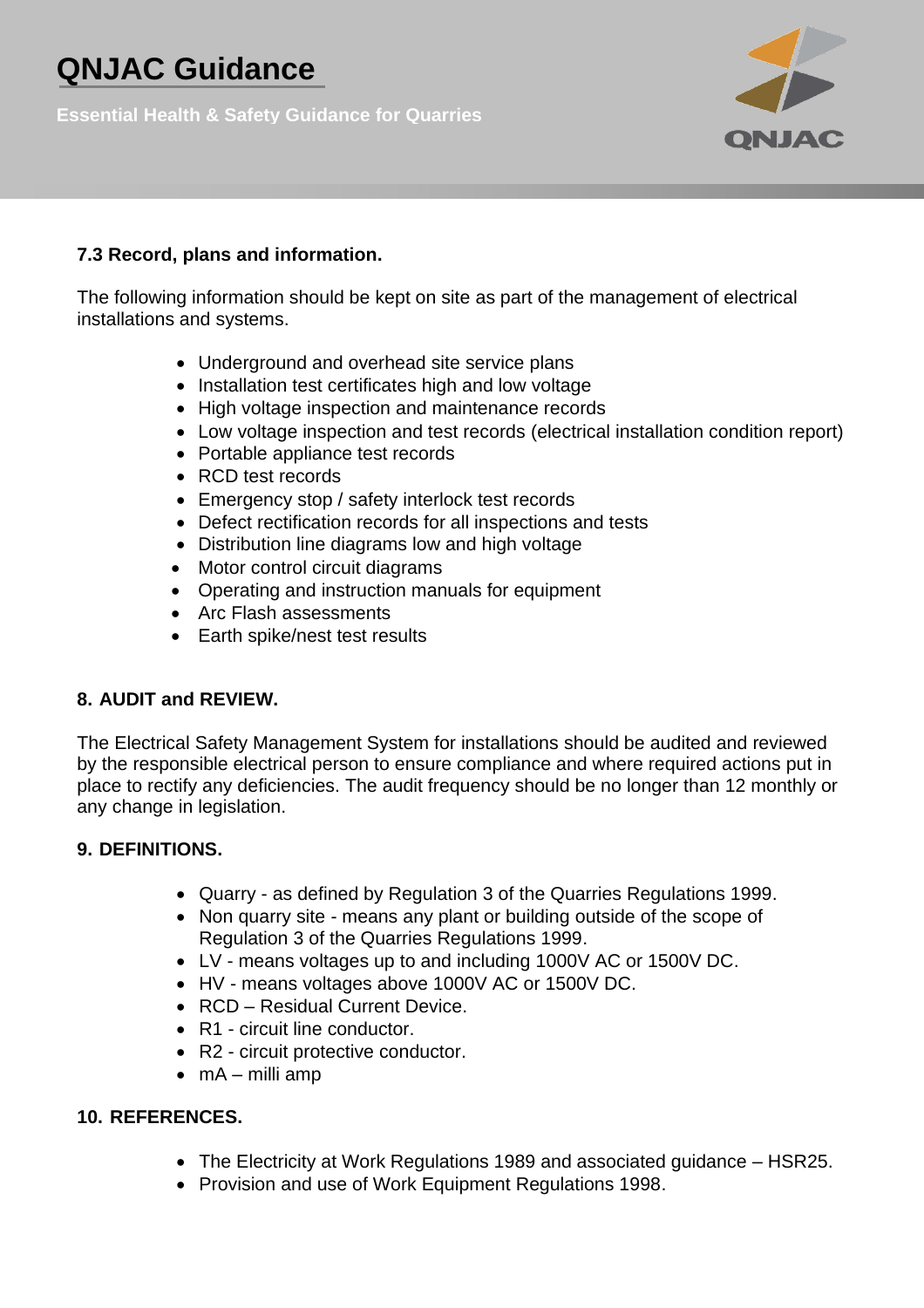### 7.3 Record, plans and information.

The following information should be kept on site as part of the management of electrical installations and systems.

- Underground and overhead site service plans
- Installation test certificates high and low voltage
- High voltage inspection and maintenance records
- Low voltage inspection and test records (electrical installation condition report)
- Portable appliance test records
- RCD test records
- Emergency stop / safety interlock test records
- Defect rectification records for all inspections and tests
- Distribution line diagrams low and high voltage
- Motor control circuit diagrams
- Operating and instruction manuals for equipment
- Arc Flash assessments
- Earth spike/nest test results

## 8. AUDIT and REVIEW.

The Electrical Safety Management System for installations should be audited and reviewed by the responsible electrical person to ensure compliance and where required actions put in place to rectify any deficiencies. The audit frequency should be no longer than 12 monthly or any change in legislation.

## 9. DEFINITIONS.

- Quarry - as defined by Regulation 3 of the Quarries Regulations 1999.
- Non quarry site - means any plant or building outside of the scope of Regulation 3 of the Quarries Regulations 1999.
- LV - means voltages up to and including 1000V AC or 1500V DC.
- HV - means voltages above 1000V AC or 1500V DC.
- RCD – Residual Current Device.
- R1 - circuit line conductor.
- R2 - circuit protective conductor.
- mA – milli amp

## 10. REFERENCES.

- The Electricity at Work Regulations 1989 and associated guidance – HSR25.
- Provision and use of Work Equipment Regulations 1998.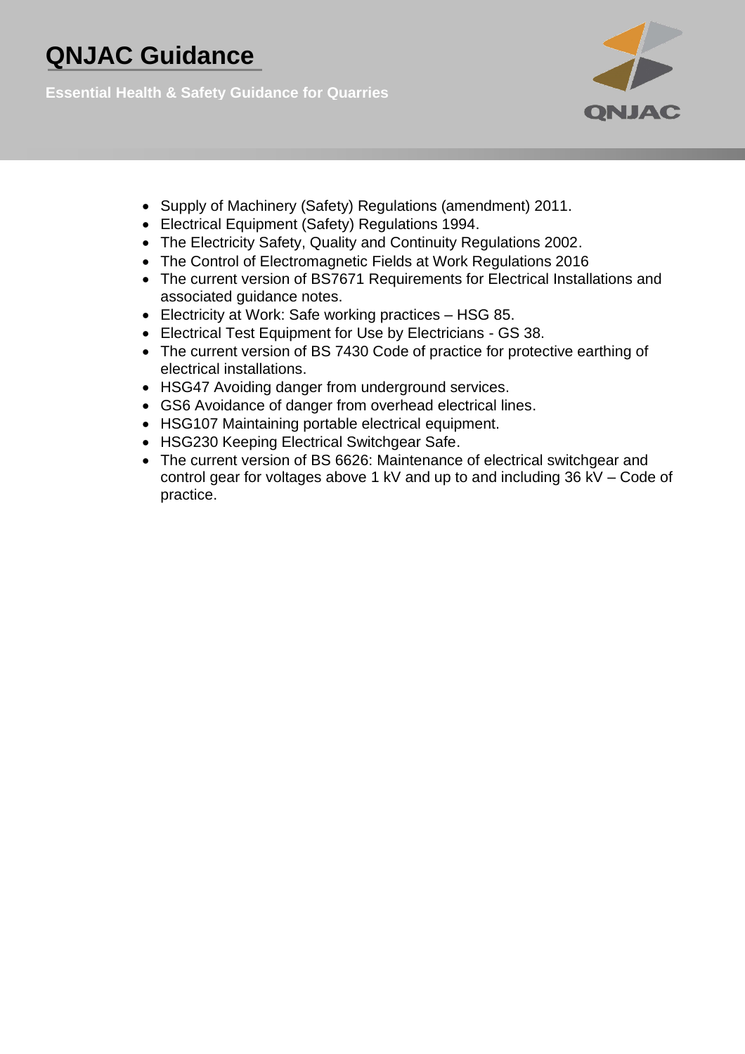- Supply of Machinery (Safety) Regulations (amendment) 2011.
- Electrical Equipment (Safety) Regulations 1994.
- The Electricity Safety, Quality and Continuity Regulations 2002.
- The Control of Electromagnetic Fields at Work Regulations 2016
- The current version of BS7671 Requirements for Electrical Installations and associated guidance notes.
- Electricity at Work: Safe working practices – HSG 85.
- Electrical Test Equipment for Use by Electricians - GS 38.
- The current version of BS 7430 Code of practice for protective earthing of electrical installations.
- HSG47 Avoiding danger from underground services.
- GS6 Avoidance of danger from overhead electrical lines.
- HSG107 Maintaining portable electrical equipment.
- HSG230 Keeping Electrical Switchgear Safe.
- The current version of BS 6626: Maintenance of electrical switchgear and control gear for voltages above 1 kV and up to and including 36 kV – Code of practice.